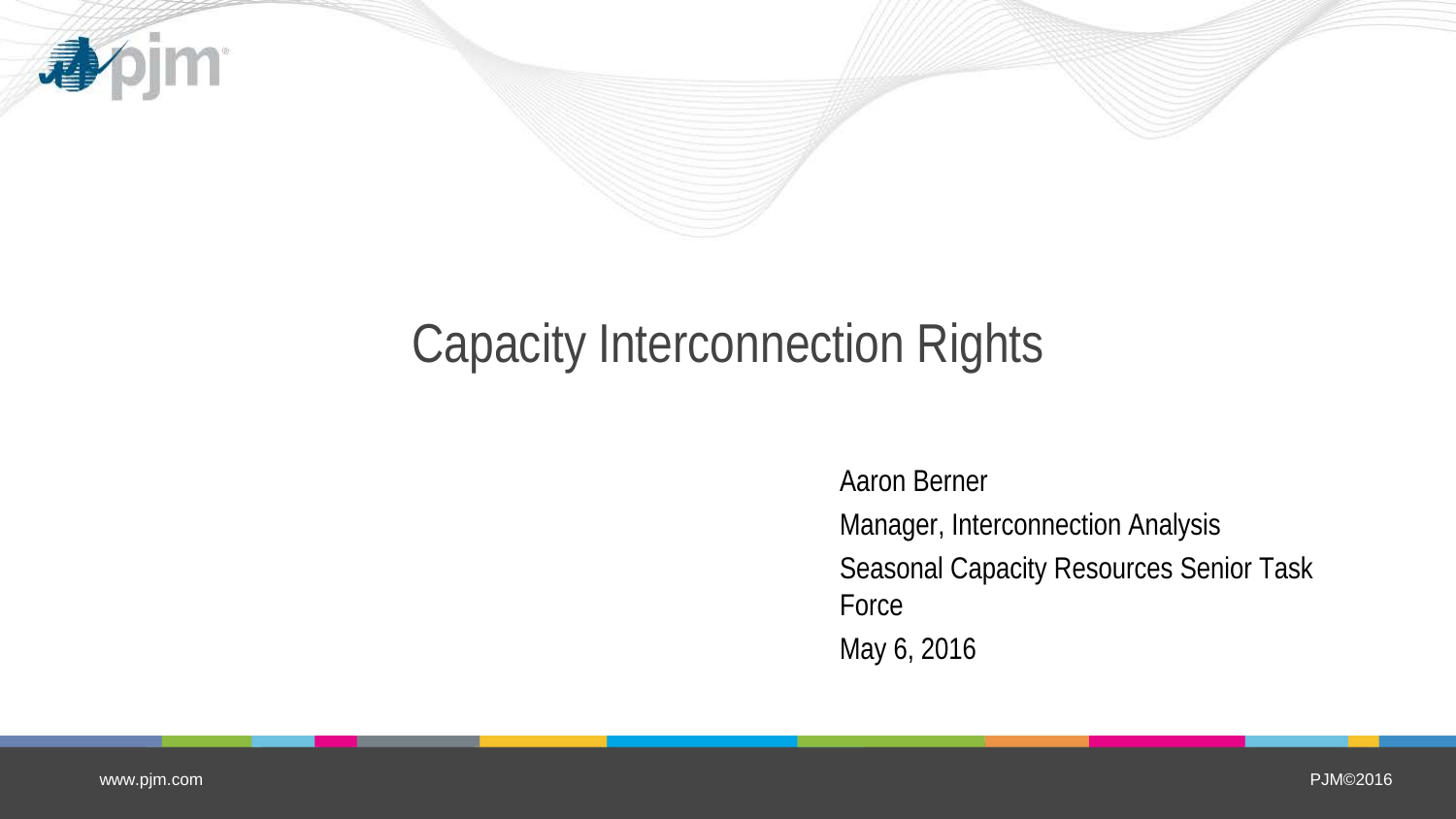# Capacity Interconnection Rights

Aaron Berner

Manager, Interconnection Analysis

Seasonal Capacity Resources Senior Task Force

May 6, 2016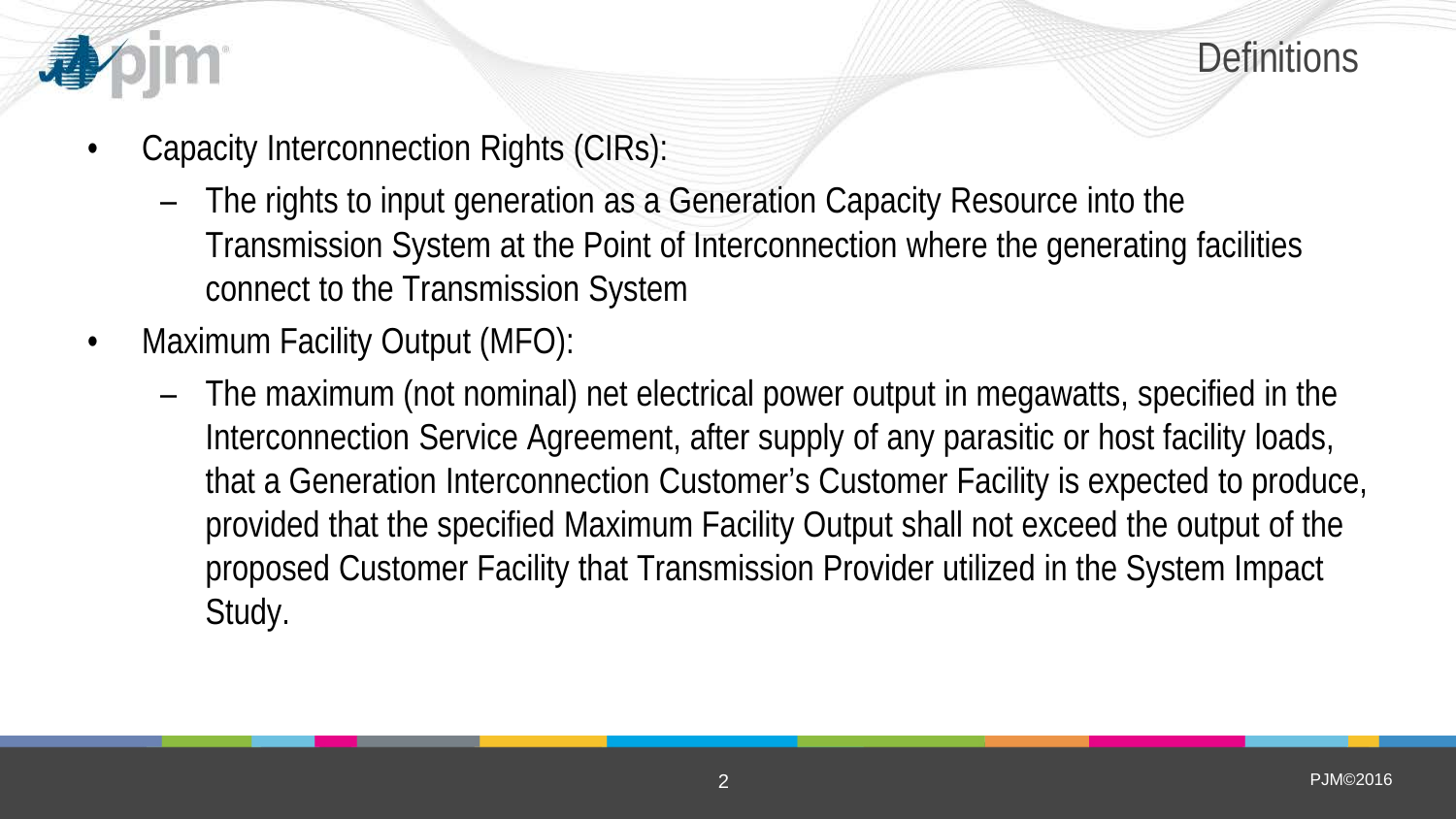## Definitions

- Capacity Interconnection Rights (CIRs):
  - The rights to input generation as a Generation Capacity Resource into the Transmission System at the Point of Interconnection where the generating facilities connect to the Transmission System
- Maximum Facility Output (MFO):
  - The maximum (not nominal) net electrical power output in megawatts, specified in the Interconnection Service Agreement, after supply of any parasitic or host facility loads, that a Generation Interconnection Customer's Customer Facility is expected to produce, provided that the specified Maximum Facility Output shall not exceed the output of the proposed Customer Facility that Transmission Provider utilized in the System Impact Study.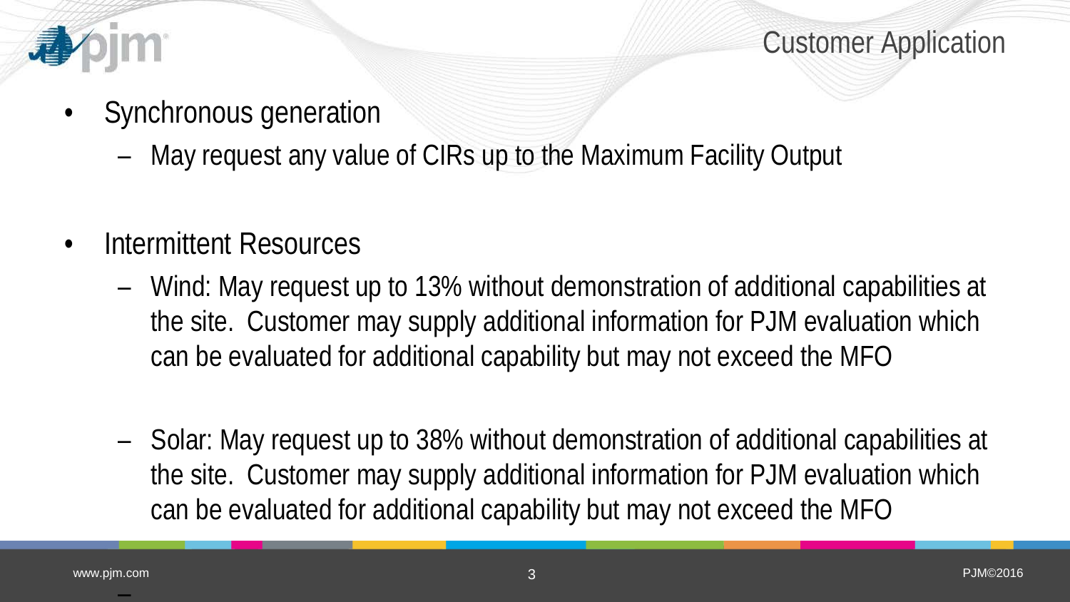## Customer Application

- Synchronous generation
  - May request any value of CIRs up to the Maximum Facility Output

- Intermittent Resources
  - Wind: May request up to 13% without demonstration of additional capabilities at the site. Customer may supply additional information for PJM evaluation which can be evaluated for additional capability but may not exceed the MFO

  - Solar: May request up to 38% without demonstration of additional capabilities at the site. Customer may supply additional information for PJM evaluation which can be evaluated for additional capability but may not exceed the MFO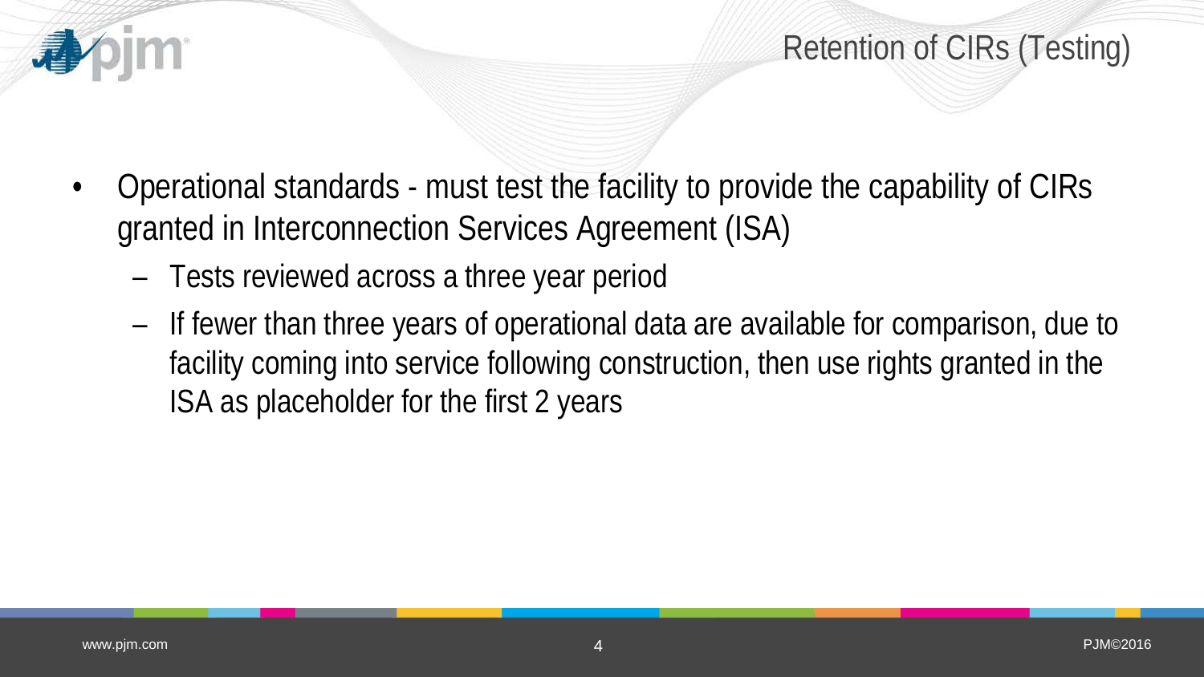## Retention of CIRs (Testing)

- Operational standards - must test the facility to provide the capability of CIRs granted in Interconnection Services Agreement (ISA)
  - Tests reviewed across a three year period
  - If fewer than three years of operational data are available for comparison, due to facility coming into service following construction, then use rights granted in the ISA as placeholder for the first 2 years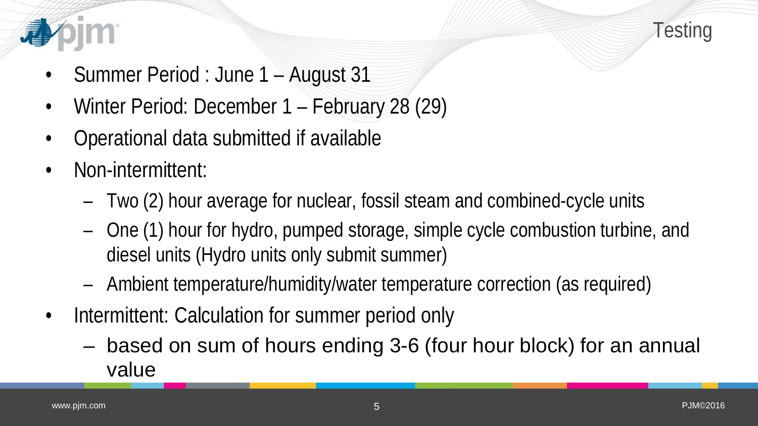# Testing

- Summer Period : June 1 – August 31
- Winter Period: December 1 – February 28 (29)
- Operational data submitted if available
- Non-intermittent:
  - Two (2) hour average for nuclear, fossil steam and combined-cycle units
  - One (1) hour for hydro, pumped storage, simple cycle combustion turbine, and diesel units (Hydro units only submit summer)
  - Ambient temperature/humidity/water temperature correction (as required)
- Intermittent: Calculation for summer period only
  - based on sum of hours ending 3-6 (four hour block) for an annual value